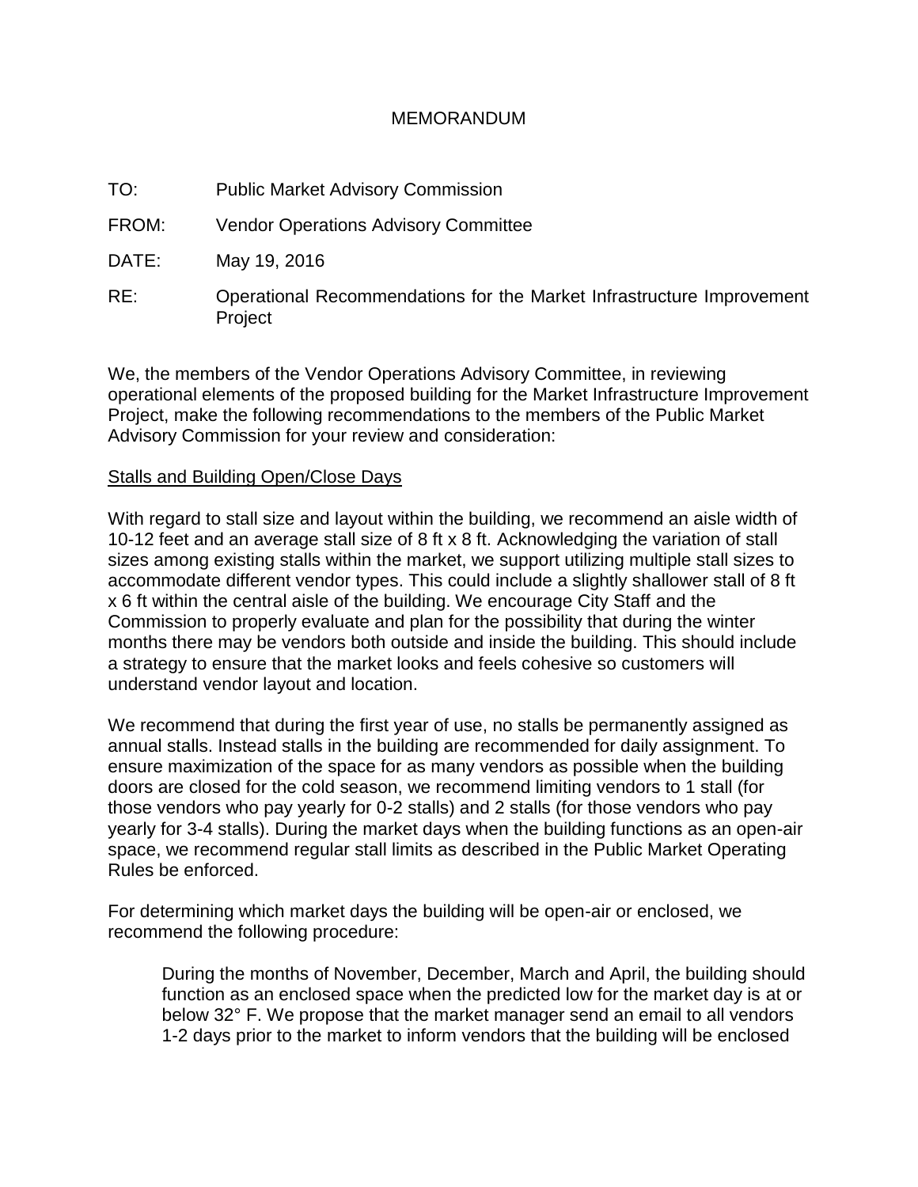# MEMORANDUM

TO: Public Market Advisory Commission

FROM: Vendor Operations Advisory Committee

DATE: May 19, 2016

RE: Operational Recommendations for the Market Infrastructure Improvement Project

We, the members of the Vendor Operations Advisory Committee, in reviewing operational elements of the proposed building for the Market Infrastructure Improvement Project, make the following recommendations to the members of the Public Market Advisory Commission for your review and consideration:

## Stalls and Building Open/Close Days

With regard to stall size and layout within the building, we recommend an aisle width of 10-12 feet and an average stall size of 8 ft x 8 ft. Acknowledging the variation of stall sizes among existing stalls within the market, we support utilizing multiple stall sizes to accommodate different vendor types. This could include a slightly shallower stall of 8 ft x 6 ft within the central aisle of the building. We encourage City Staff and the Commission to properly evaluate and plan for the possibility that during the winter months there may be vendors both outside and inside the building. This should include a strategy to ensure that the market looks and feels cohesive so customers will understand vendor layout and location.

We recommend that during the first year of use, no stalls be permanently assigned as annual stalls. Instead stalls in the building are recommended for daily assignment. To ensure maximization of the space for as many vendors as possible when the building doors are closed for the cold season, we recommend limiting vendors to 1 stall (for those vendors who pay yearly for 0-2 stalls) and 2 stalls (for those vendors who pay yearly for 3-4 stalls). During the market days when the building functions as an open-air space, we recommend regular stall limits as described in the Public Market Operating Rules be enforced.

For determining which market days the building will be open-air or enclosed, we recommend the following procedure:

> During the months of November, December, March and April, the building should function as an enclosed space when the predicted low for the market day is at or below 32° F. We propose that the market manager send an email to all vendors 1-2 days prior to the market to inform vendors that the building will be enclosed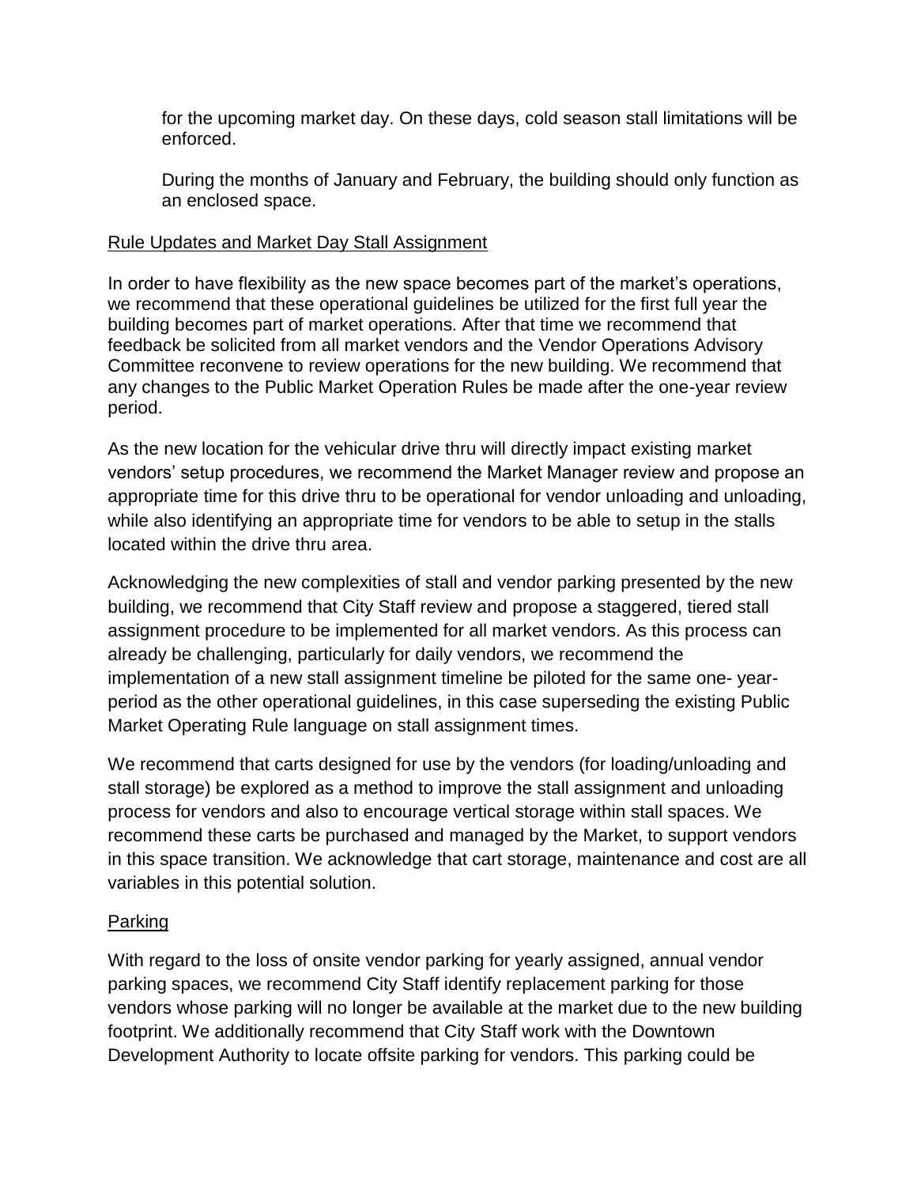for the upcoming market day. On these days, cold season stall limitations will be enforced.

During the months of January and February, the building should only function as an enclosed space.

<u>Rule Updates and Market Day Stall Assignment</u>

In order to have flexibility as the new space becomes part of the market's operations, we recommend that these operational guidelines be utilized for the first full year the building becomes part of market operations. After that time we recommend that feedback be solicited from all market vendors and the Vendor Operations Advisory Committee reconvene to review operations for the new building. We recommend that any changes to the Public Market Operation Rules be made after the one-year review period.

As the new location for the vehicular drive thru will directly impact existing market vendors' setup procedures, we recommend the Market Manager review and propose an appropriate time for this drive thru to be operational for vendor unloading and unloading, while also identifying an appropriate time for vendors to be able to setup in the stalls located within the drive thru area.

Acknowledging the new complexities of stall and vendor parking presented by the new building, we recommend that City Staff review and propose a staggered, tiered stall assignment procedure to be implemented for all market vendors. As this process can already be challenging, particularly for daily vendors, we recommend the implementation of a new stall assignment timeline be piloted for the same one- year-period as the other operational guidelines, in this case superseding the existing Public Market Operating Rule language on stall assignment times.

We recommend that carts designed for use by the vendors (for loading/unloading and stall storage) be explored as a method to improve the stall assignment and unloading process for vendors and also to encourage vertical storage within stall spaces. We recommend these carts be purchased and managed by the Market, to support vendors in this space transition. We acknowledge that cart storage, maintenance and cost are all variables in this potential solution.

<u>Parking</u>

With regard to the loss of onsite vendor parking for yearly assigned, annual vendor parking spaces, we recommend City Staff identify replacement parking for those vendors whose parking will no longer be available at the market due to the new building footprint. We additionally recommend that City Staff work with the Downtown Development Authority to locate offsite parking for vendors. This parking could be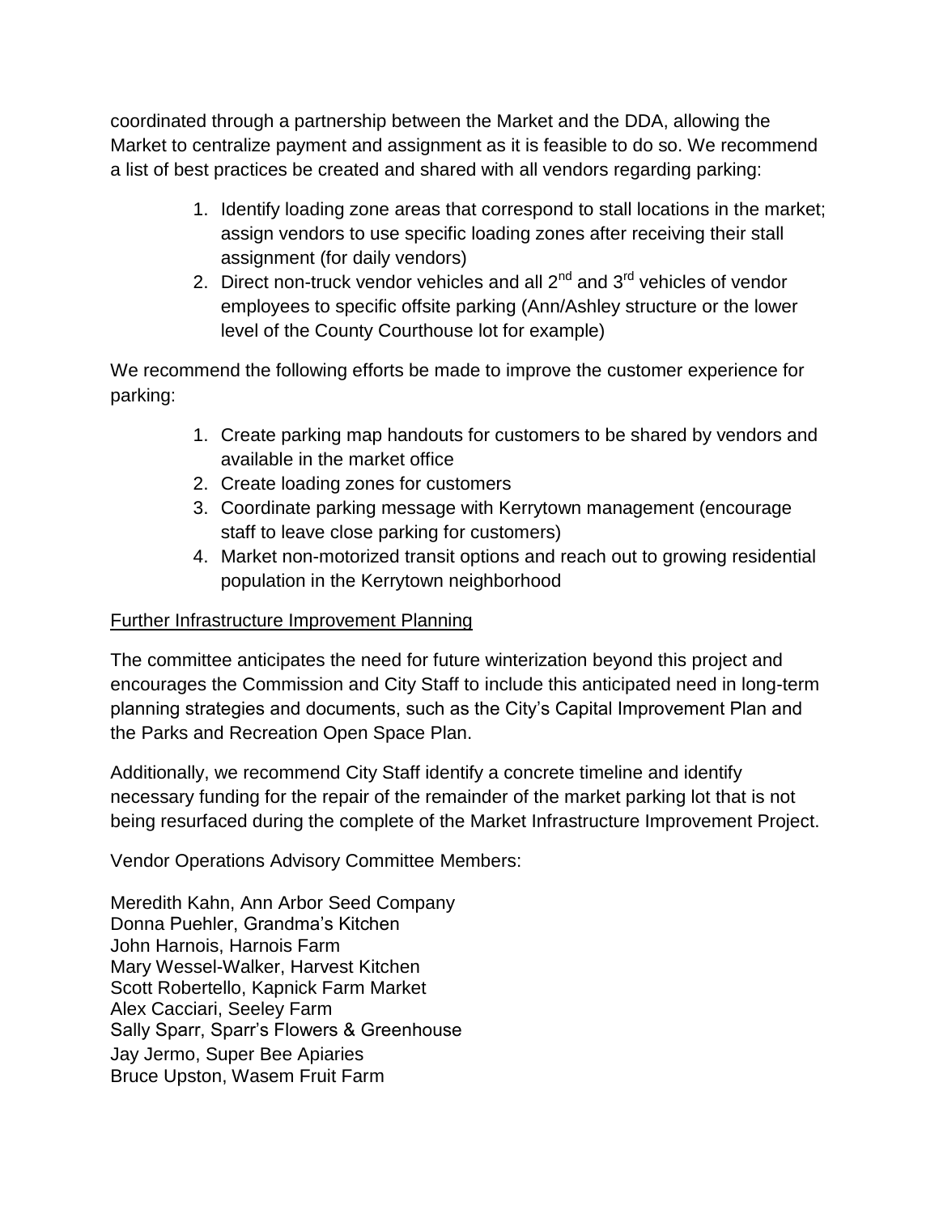coordinated through a partnership between the Market and the DDA, allowing the Market to centralize payment and assignment as it is feasible to do so. We recommend a list of best practices be created and shared with all vendors regarding parking:

1. Identify loading zone areas that correspond to stall locations in the market; assign vendors to use specific loading zones after receiving their stall assignment (for daily vendors)
2. Direct non-truck vendor vehicles and all 2nd and 3rd vehicles of vendor employees to specific offsite parking (Ann/Ashley structure or the lower level of the County Courthouse lot for example)

We recommend the following efforts be made to improve the customer experience for parking:

1. Create parking map handouts for customers to be shared by vendors and available in the market office
2. Create loading zones for customers
3. Coordinate parking message with Kerrytown management (encourage staff to leave close parking for customers)
4. Market non-motorized transit options and reach out to growing residential population in the Kerrytown neighborhood

<u>Further Infrastructure Improvement Planning</u>

The committee anticipates the need for future winterization beyond this project and encourages the Commission and City Staff to include this anticipated need in long-term planning strategies and documents, such as the City's Capital Improvement Plan and the Parks and Recreation Open Space Plan.

Additionally, we recommend City Staff identify a concrete timeline and identify necessary funding for the repair of the remainder of the market parking lot that is not being resurfaced during the complete of the Market Infrastructure Improvement Project.

Vendor Operations Advisory Committee Members:

Meredith Kahn, Ann Arbor Seed Company
Donna Puehler, Grandma's Kitchen
John Harnois, Harnois Farm
Mary Wessel-Walker, Harvest Kitchen
Scott Robertello, Kapnick Farm Market
Alex Cacciari, Seeley Farm
Sally Sparr, Sparr's Flowers & Greenhouse
Jay Jermo, Super Bee Apiaries
Bruce Upston, Wasem Fruit Farm